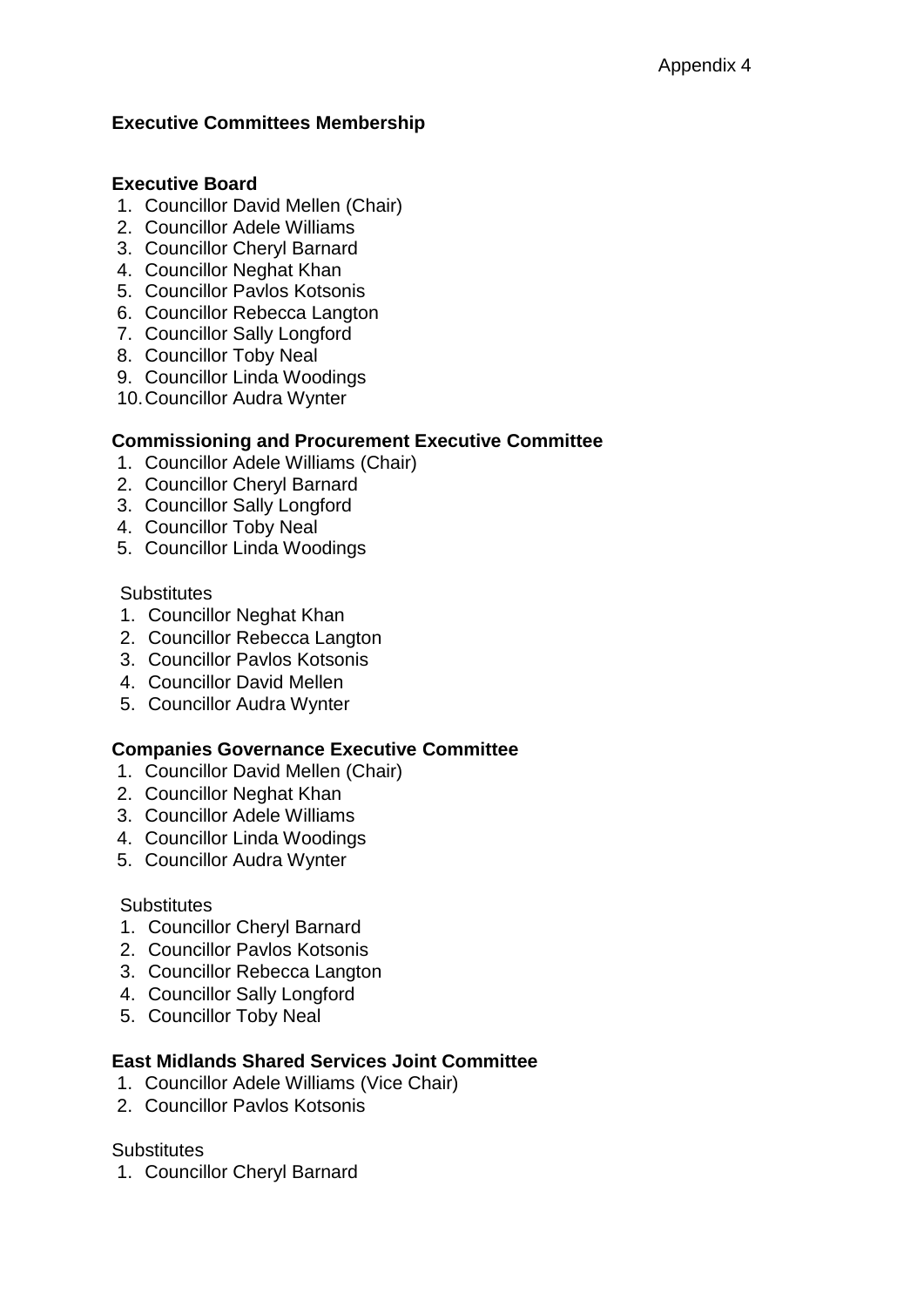Appendix 4

## Executive Committees Membership

### Executive Board

1. Councillor David Mellen (Chair)
2. Councillor Adele Williams
3. Councillor Cheryl Barnard
4. Councillor Neghat Khan
5. Councillor Pavlos Kotsonis
6. Councillor Rebecca Langton
7. Councillor Sally Longford
8. Councillor Toby Neal
9. Councillor Linda Woodings
10. Councillor Audra Wynter

### Commissioning and Procurement Executive Committee

1. Councillor Adele Williams (Chair)
2. Councillor Cheryl Barnard
3. Councillor Sally Longford
4. Councillor Toby Neal
5. Councillor Linda Woodings

Substitutes

1. Councillor Neghat Khan
2. Councillor Rebecca Langton
3. Councillor Pavlos Kotsonis
4. Councillor David Mellen
5. Councillor Audra Wynter

### Companies Governance Executive Committee

1. Councillor David Mellen (Chair)
2. Councillor Neghat Khan
3. Councillor Adele Williams
4. Councillor Linda Woodings
5. Councillor Audra Wynter

Substitutes

1. Councillor Cheryl Barnard
2. Councillor Pavlos Kotsonis
3. Councillor Rebecca Langton
4. Councillor Sally Longford
5. Councillor Toby Neal

### East Midlands Shared Services Joint Committee

1. Councillor Adele Williams (Vice Chair)
2. Councillor Pavlos Kotsonis

Substitutes

1. Councillor Cheryl Barnard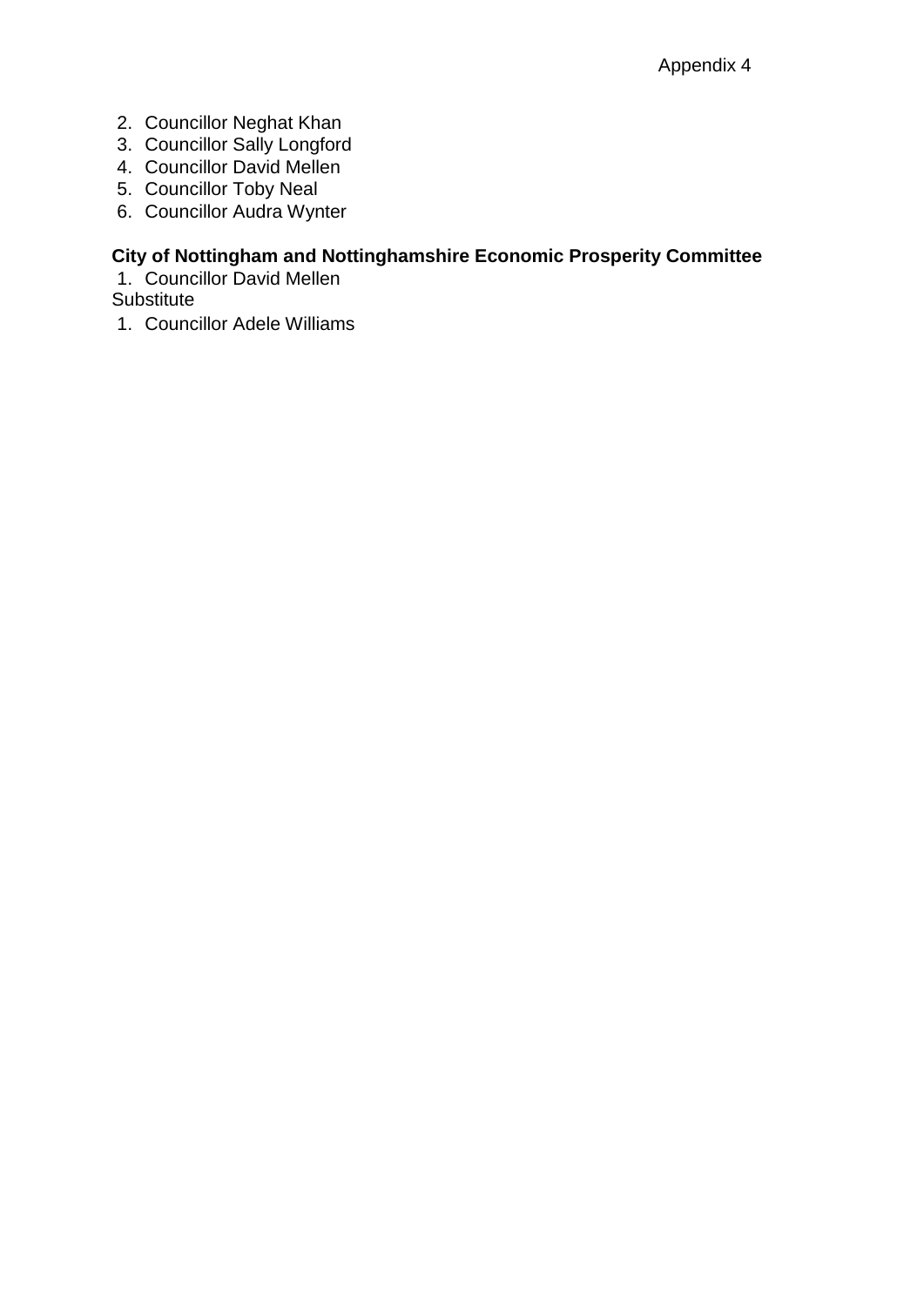Appendix 4

2. Councillor Neghat Khan
3. Councillor Sally Longford
4. Councillor David Mellen
5. Councillor Toby Neal
6. Councillor Audra Wynter

**City of Nottingham and Nottinghamshire Economic Prosperity Committee**

1. Councillor David Mellen

Substitute

1. Councillor Adele Williams